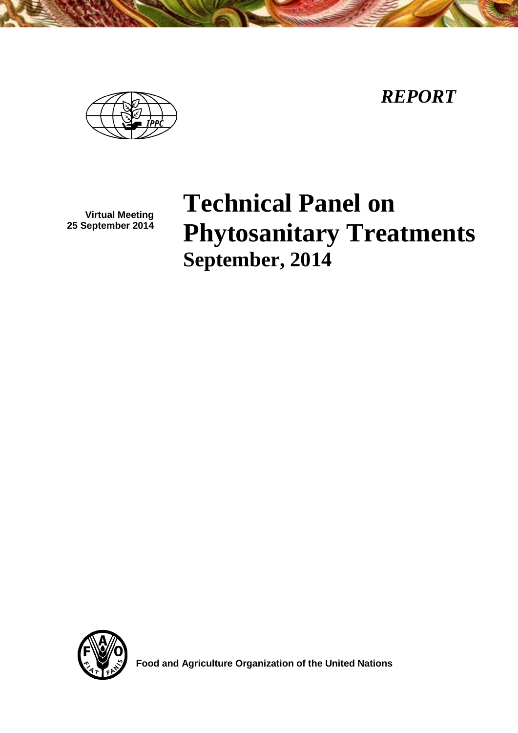*REPORT*

**Virtual Meeting**
**25 September 2014**

# Technical Panel on Phytosanitary Treatments

## September, 2014

**Food and Agriculture Organization of the United Nations**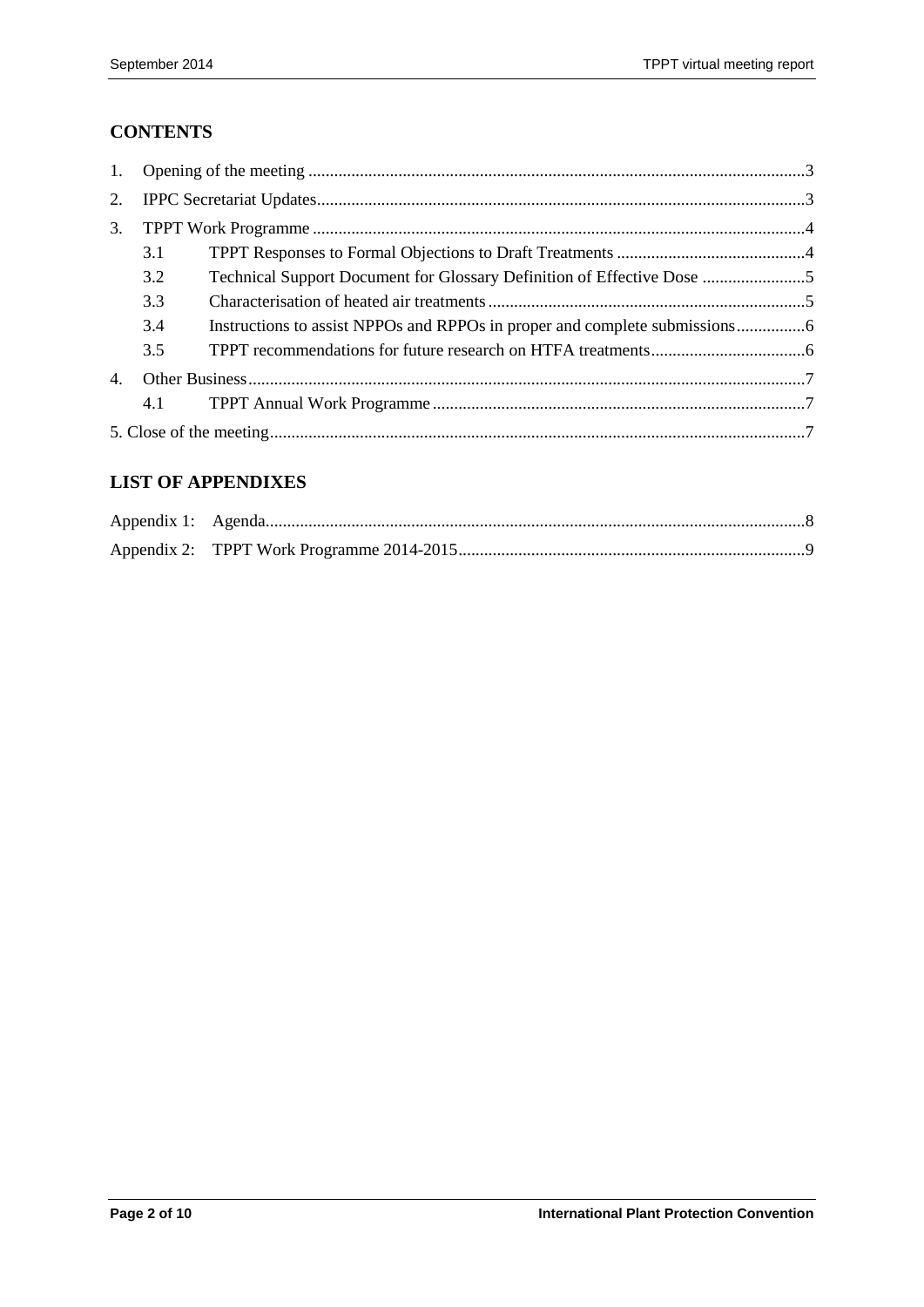## CONTENTS

1. Opening of the meeting ...3
2. IPPC Secretariat Updates...3
3. TPPT Work Programme ...4
   - 3.1 TPPT Responses to Formal Objections to Draft Treatments ...4
   - 3.2 Technical Support Document for Glossary Definition of Effective Dose ...5
   - 3.3 Characterisation of heated air treatments ...5
   - 3.4 Instructions to assist NPPOs and RPPOs in proper and complete submissions...6
   - 3.5 TPPT recommendations for future research on HTFA treatments...6
4. Other Business...7
   - 4.1 TPPT Annual Work Programme ...7

5. Close of the meeting...7

## LIST OF APPENDIXES

Appendix 1: Agenda...8

Appendix 2: TPPT Work Programme 2014-2015...9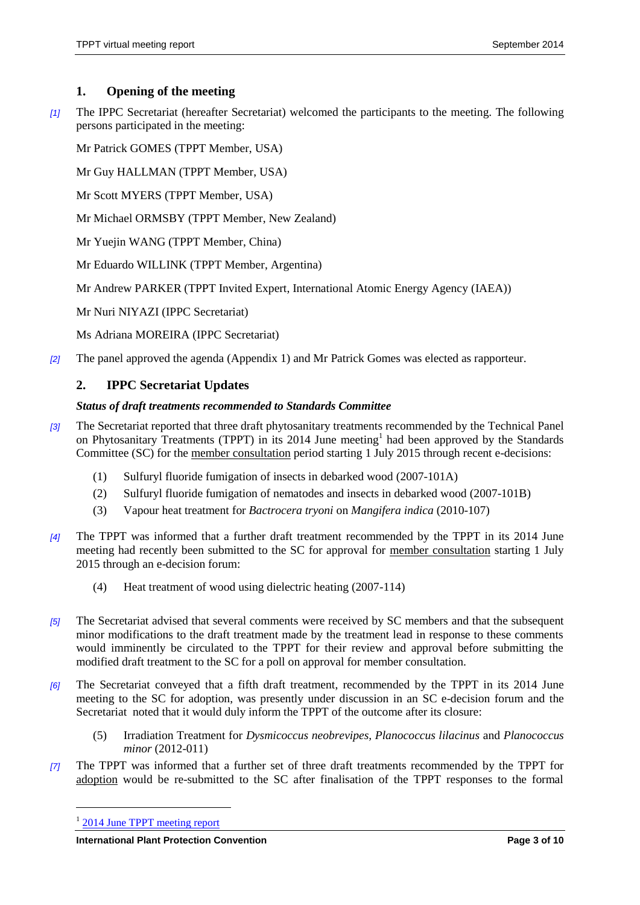## 1. Opening of the meeting

[1] The IPPC Secretariat (hereafter Secretariat) welcomed the participants to the meeting. The following persons participated in the meeting:

Mr Patrick GOMES (TPPT Member, USA)

Mr Guy HALLMAN (TPPT Member, USA)

Mr Scott MYERS (TPPT Member, USA)

Mr Michael ORMSBY (TPPT Member, New Zealand)

Mr Yuejin WANG (TPPT Member, China)

Mr Eduardo WILLINK (TPPT Member, Argentina)

Mr Andrew PARKER (TPPT Invited Expert, International Atomic Energy Agency (IAEA))

Mr Nuri NIYAZI (IPPC Secretariat)

Ms Adriana MOREIRA (IPPC Secretariat)

[2] The panel approved the agenda (Appendix 1) and Mr Patrick Gomes was elected as rapporteur.

## 2. IPPC Secretariat Updates

***Status of draft treatments recommended to Standards Committee***

[3] The Secretariat reported that three draft phytosanitary treatments recommended by the Technical Panel on Phytosanitary Treatments (TPPT) in its 2014 June meeting[1] had been approved by the Standards Committee (SC) for the member consultation period starting 1 July 2015 through recent e-decisions:

(1) Sulfuryl fluoride fumigation of insects in debarked wood (2007-101A)

(2) Sulfuryl fluoride fumigation of nematodes and insects in debarked wood (2007-101B)

(3) Vapour heat treatment for *Bactrocera tryoni* on *Mangifera indica* (2010-107)

[4] The TPPT was informed that a further draft treatment recommended by the TPPT in its 2014 June meeting had recently been submitted to the SC for approval for member consultation starting 1 July 2015 through an e-decision forum:

(4) Heat treatment of wood using dielectric heating (2007-114)

[5] The Secretariat advised that several comments were received by SC members and that the subsequent minor modifications to the draft treatment made by the treatment lead in response to these comments would imminently be circulated to the TPPT for their review and approval before submitting the modified draft treatment to the SC for a poll on approval for member consultation.

[6] The Secretariat conveyed that a fifth draft treatment, recommended by the TPPT in its 2014 June meeting to the SC for adoption, was presently under discussion in an SC e-decision forum and the Secretariat noted that it would duly inform the TPPT of the outcome after its closure:

(5) Irradiation Treatment for *Dysmicoccus neobrevipes*, *Planococcus lilacinus* and *Planococcus minor* (2012-011)

[7] The TPPT was informed that a further set of three draft treatments recommended by the TPPT for adoption would be re-submitted to the SC after finalisation of the TPPT responses to the formal

[1] 2014 June TPPT meeting report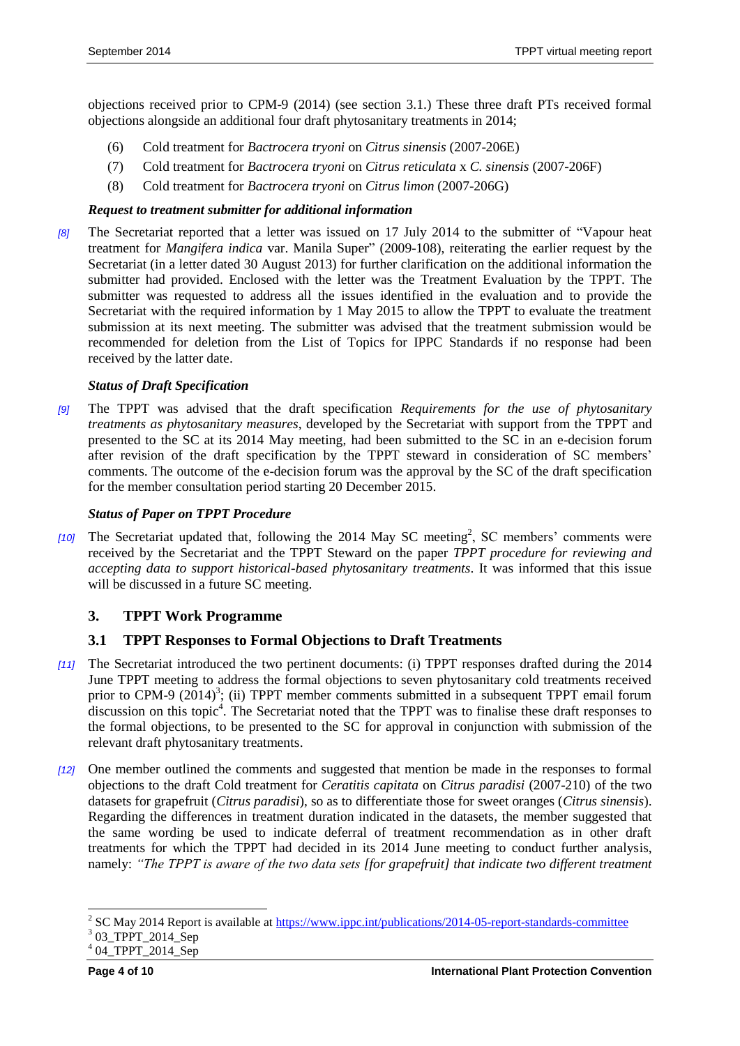objections received prior to CPM-9 (2014) (see section 3.1.) These three draft PTs received formal objections alongside an additional four draft phytosanitary treatments in 2014;

(6) Cold treatment for *Bactrocera tryoni* on *Citrus sinensis* (2007-206E)

(7) Cold treatment for *Bactrocera tryoni* on *Citrus reticulata* x *C. sinensis* (2007-206F)

(8) Cold treatment for *Bactrocera tryoni* on *Citrus limon* (2007-206G)

***Request to treatment submitter for additional information***

[8] The Secretariat reported that a letter was issued on 17 July 2014 to the submitter of "Vapour heat treatment for *Mangifera indica* var. Manila Super" (2009-108), reiterating the earlier request by the Secretariat (in a letter dated 30 August 2013) for further clarification on the additional information the submitter had provided. Enclosed with the letter was the Treatment Evaluation by the TPPT. The submitter was requested to address all the issues identified in the evaluation and to provide the Secretariat with the required information by 1 May 2015 to allow the TPPT to evaluate the treatment submission at its next meeting. The submitter was advised that the treatment submission would be recommended for deletion from the List of Topics for IPPC Standards if no response had been received by the latter date.

***Status of Draft Specification***

[9] The TPPT was advised that the draft specification *Requirements for the use of phytosanitary treatments as phytosanitary measures*, developed by the Secretariat with support from the TPPT and presented to the SC at its 2014 May meeting, had been submitted to the SC in an e-decision forum after revision of the draft specification by the TPPT steward in consideration of SC members' comments. The outcome of the e-decision forum was the approval by the SC of the draft specification for the member consultation period starting 20 December 2015.

***Status of Paper on TPPT Procedure***

[10] The Secretariat updated that, following the 2014 May SC meeting[2], SC members' comments were received by the Secretariat and the TPPT Steward on the paper *TPPT procedure for reviewing and accepting data to support historical-based phytosanitary treatments*. It was informed that this issue will be discussed in a future SC meeting.

## 3. TPPT Work Programme

### 3.1 TPPT Responses to Formal Objections to Draft Treatments

[11] The Secretariat introduced the two pertinent documents: (i) TPPT responses drafted during the 2014 June TPPT meeting to address the formal objections to seven phytosanitary cold treatments received prior to CPM-9 (2014)[3]; (ii) TPPT member comments submitted in a subsequent TPPT email forum discussion on this topic[4]. The Secretariat noted that the TPPT was to finalise these draft responses to the formal objections, to be presented to the SC for approval in conjunction with submission of the relevant draft phytosanitary treatments.

[12] One member outlined the comments and suggested that mention be made in the responses to formal objections to the draft Cold treatment for *Ceratitis capitata* on *Citrus paradisi* (2007-210) of the two datasets for grapefruit (*Citrus paradisi*), so as to differentiate those for sweet oranges (*Citrus sinensis*). Regarding the differences in treatment duration indicated in the datasets, the member suggested that the same wording be used to indicate deferral of treatment recommendation as in other draft treatments for which the TPPT had decided in its 2014 June meeting to conduct further analysis, namely: *"The TPPT is aware of the two data sets [for grapefruit] that indicate two different treatment*

---

[2] SC May 2014 Report is available at https://www.ippc.int/publications/2014-05-report-standards-committee

[3] 03_TPPT_2014_Sep

[4] 04_TPPT_2014_Sep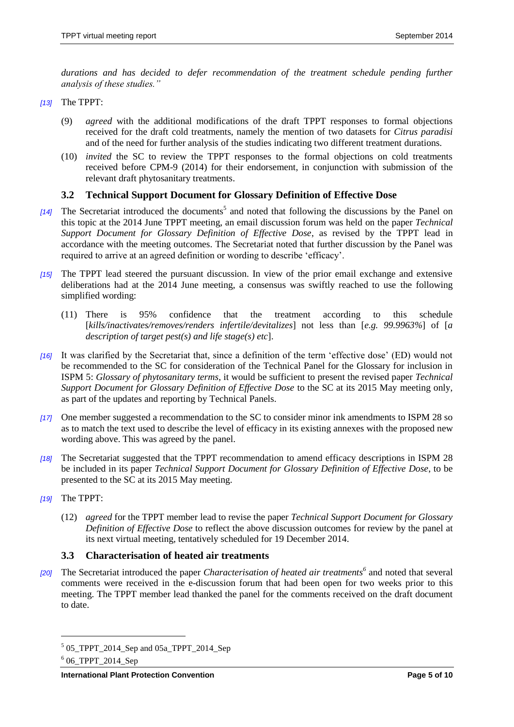*durations and has decided to defer recommendation of the treatment schedule pending further analysis of these studies."*

*[13]* The TPPT:

(9) *agreed* with the additional modifications of the draft TPPT responses to formal objections received for the draft cold treatments, namely the mention of two datasets for *Citrus paradisi* and of the need for further analysis of the studies indicating two different treatment durations.

(10) *invited* the SC to review the TPPT responses to the formal objections on cold treatments received before CPM-9 (2014) for their endorsement, in conjunction with submission of the relevant draft phytosanitary treatments.

### 3.2 Technical Support Document for Glossary Definition of Effective Dose

*[14]* The Secretariat introduced the documents[5] and noted that following the discussions by the Panel on this topic at the 2014 June TPPT meeting, an email discussion forum was held on the paper *Technical Support Document for Glossary Definition of Effective Dose*, as revised by the TPPT lead in accordance with the meeting outcomes. The Secretariat noted that further discussion by the Panel was required to arrive at an agreed definition or wording to describe 'efficacy'.

*[15]* The TPPT lead steered the pursuant discussion. In view of the prior email exchange and extensive deliberations had at the 2014 June meeting, a consensus was swiftly reached to use the following simplified wording:

(11) There is 95% confidence that the treatment according to this schedule [*kills/inactivates/removes/renders infertile/devitalizes*] not less than [*e.g. 99.9963%*] of [*a description of target pest(s) and life stage(s) etc*].

*[16]* It was clarified by the Secretariat that, since a definition of the term 'effective dose' (ED) would not be recommended to the SC for consideration of the Technical Panel for the Glossary for inclusion in ISPM 5: *Glossary of phytosanitary terms*, it would be sufficient to present the revised paper *Technical Support Document for Glossary Definition of Effective Dose* to the SC at its 2015 May meeting only, as part of the updates and reporting by Technical Panels.

*[17]* One member suggested a recommendation to the SC to consider minor ink amendments to ISPM 28 so as to match the text used to describe the level of efficacy in its existing annexes with the proposed new wording above. This was agreed by the panel.

*[18]* The Secretariat suggested that the TPPT recommendation to amend efficacy descriptions in ISPM 28 be included in its paper *Technical Support Document for Glossary Definition of Effective Dose*, to be presented to the SC at its 2015 May meeting.

*[19]* The TPPT:

(12) *agreed* for the TPPT member lead to revise the paper *Technical Support Document for Glossary Definition of Effective Dose* to reflect the above discussion outcomes for review by the panel at its next virtual meeting, tentatively scheduled for 19 December 2014.

### 3.3 Characterisation of heated air treatments

*[20]* The Secretariat introduced the paper *Characterisation of heated air treatments*[6] and noted that several comments were received in the e-discussion forum that had been open for two weeks prior to this meeting. The TPPT member lead thanked the panel for the comments received on the draft document to date.

---

[5] 05_TPPT_2014_Sep and 05a_TPPT_2014_Sep

[6] 06_TPPT_2014_Sep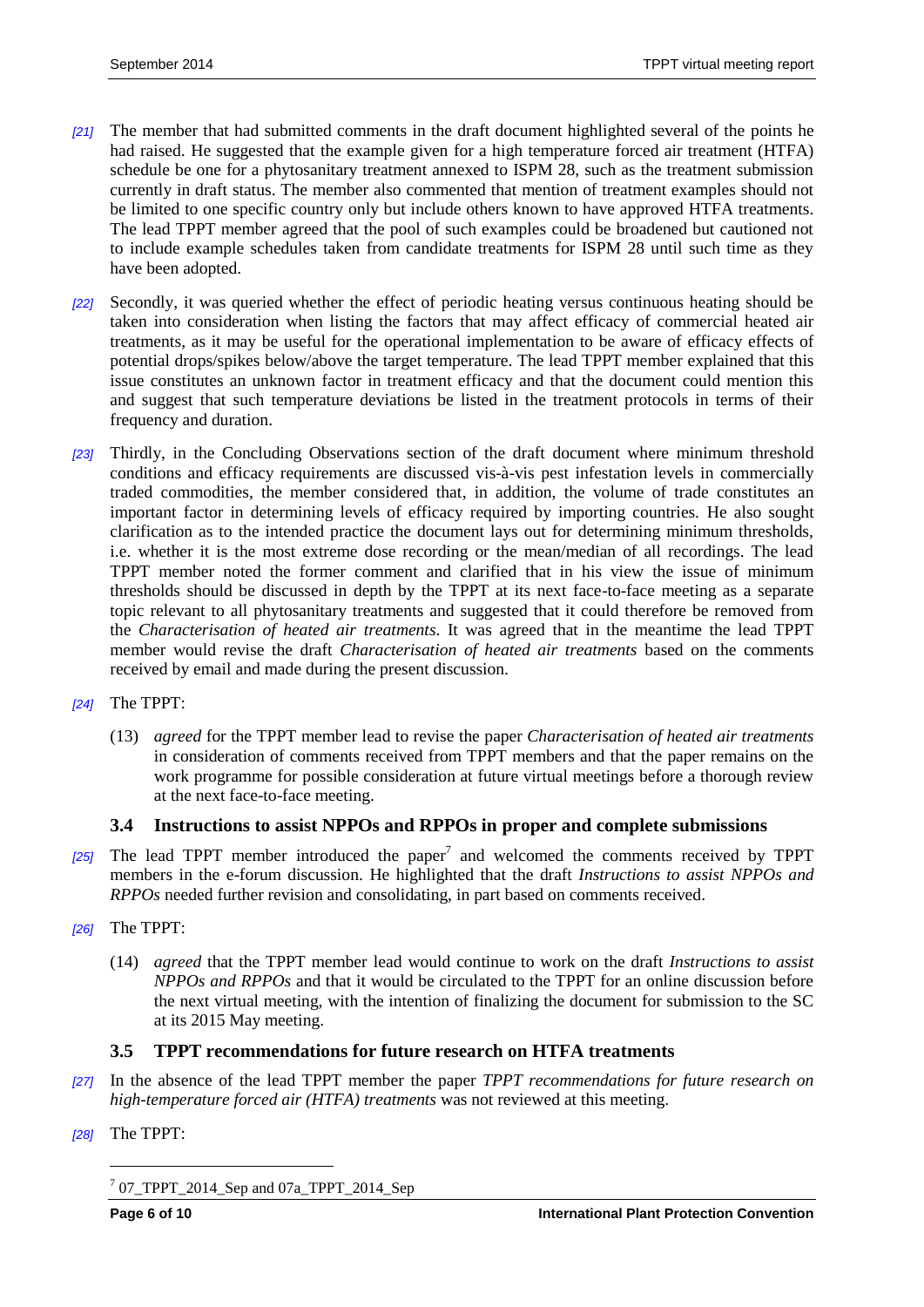[21] The member that had submitted comments in the draft document highlighted several of the points he had raised. He suggested that the example given for a high temperature forced air treatment (HTFA) schedule be one for a phytosanitary treatment annexed to ISPM 28, such as the treatment submission currently in draft status. The member also commented that mention of treatment examples should not be limited to one specific country only but include others known to have approved HTFA treatments. The lead TPPT member agreed that the pool of such examples could be broadened but cautioned not to include example schedules taken from candidate treatments for ISPM 28 until such time as they have been adopted.

[22] Secondly, it was queried whether the effect of periodic heating versus continuous heating should be taken into consideration when listing the factors that may affect efficacy of commercial heated air treatments, as it may be useful for the operational implementation to be aware of efficacy effects of potential drops/spikes below/above the target temperature. The lead TPPT member explained that this issue constitutes an unknown factor in treatment efficacy and that the document could mention this and suggest that such temperature deviations be listed in the treatment protocols in terms of their frequency and duration.

[23] Thirdly, in the Concluding Observations section of the draft document where minimum threshold conditions and efficacy requirements are discussed vis-à-vis pest infestation levels in commercially traded commodities, the member considered that, in addition, the volume of trade constitutes an important factor in determining levels of efficacy required by importing countries. He also sought clarification as to the intended practice the document lays out for determining minimum thresholds, i.e. whether it is the most extreme dose recording or the mean/median of all recordings. The lead TPPT member noted the former comment and clarified that in his view the issue of minimum thresholds should be discussed in depth by the TPPT at its next face-to-face meeting as a separate topic relevant to all phytosanitary treatments and suggested that it could therefore be removed from the *Characterisation of heated air treatments*. It was agreed that in the meantime the lead TPPT member would revise the draft *Characterisation of heated air treatments* based on the comments received by email and made during the present discussion.

[24] The TPPT:

(13) *agreed* for the TPPT member lead to revise the paper *Characterisation of heated air treatments* in consideration of comments received from TPPT members and that the paper remains on the work programme for possible consideration at future virtual meetings before a thorough review at the next face-to-face meeting.

### 3.4 Instructions to assist NPPOs and RPPOs in proper and complete submissions

[25] The lead TPPT member introduced the paper[7] and welcomed the comments received by TPPT members in the e-forum discussion. He highlighted that the draft *Instructions to assist NPPOs and RPPOs* needed further revision and consolidating, in part based on comments received.

[26] The TPPT:

(14) *agreed* that the TPPT member lead would continue to work on the draft *Instructions to assist NPPOs and RPPOs* and that it would be circulated to the TPPT for an online discussion before the next virtual meeting, with the intention of finalizing the document for submission to the SC at its 2015 May meeting.

### 3.5 TPPT recommendations for future research on HTFA treatments

[27] In the absence of the lead TPPT member the paper *TPPT recommendations for future research on high-temperature forced air (HTFA) treatments* was not reviewed at this meeting.

[28] The TPPT:

[7] 07_TPPT_2014_Sep and 07a_TPPT_2014_Sep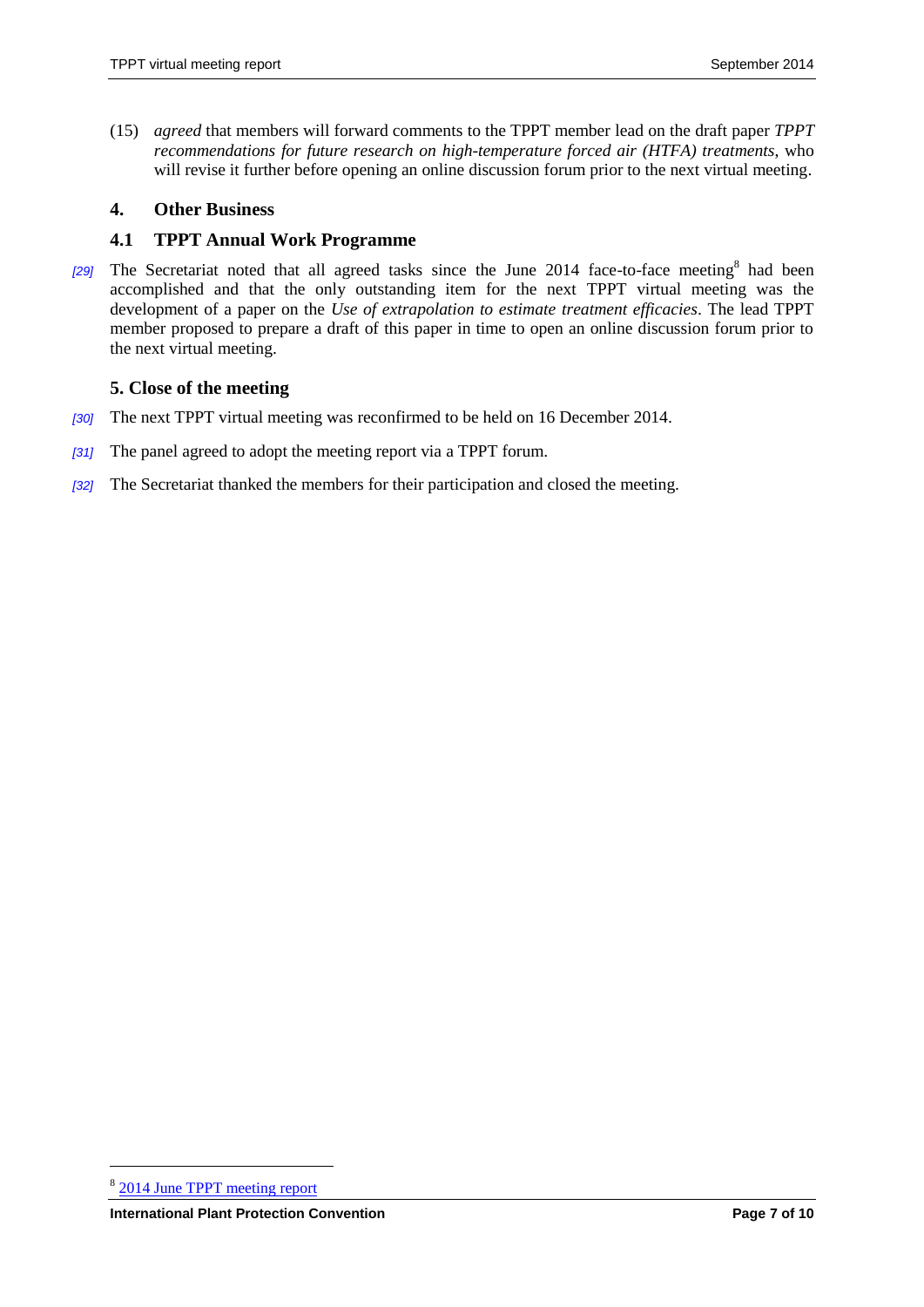(15) *agreed* that members will forward comments to the TPPT member lead on the draft paper *TPPT recommendations for future research on high-temperature forced air (HTFA) treatments*, who will revise it further before opening an online discussion forum prior to the next virtual meeting.

## 4. Other Business

### 4.1 TPPT Annual Work Programme

*[29]* The Secretariat noted that all agreed tasks since the June 2014 face-to-face meeting[8] had been accomplished and that the only outstanding item for the next TPPT virtual meeting was the development of a paper on the *Use of extrapolation to estimate treatment efficacies*. The lead TPPT member proposed to prepare a draft of this paper in time to open an online discussion forum prior to the next virtual meeting.

## 5. Close of the meeting

*[30]* The next TPPT virtual meeting was reconfirmed to be held on 16 December 2014.

*[31]* The panel agreed to adopt the meeting report via a TPPT forum.

*[32]* The Secretariat thanked the members for their participation and closed the meeting.

---

[8] 2014 June TPPT meeting report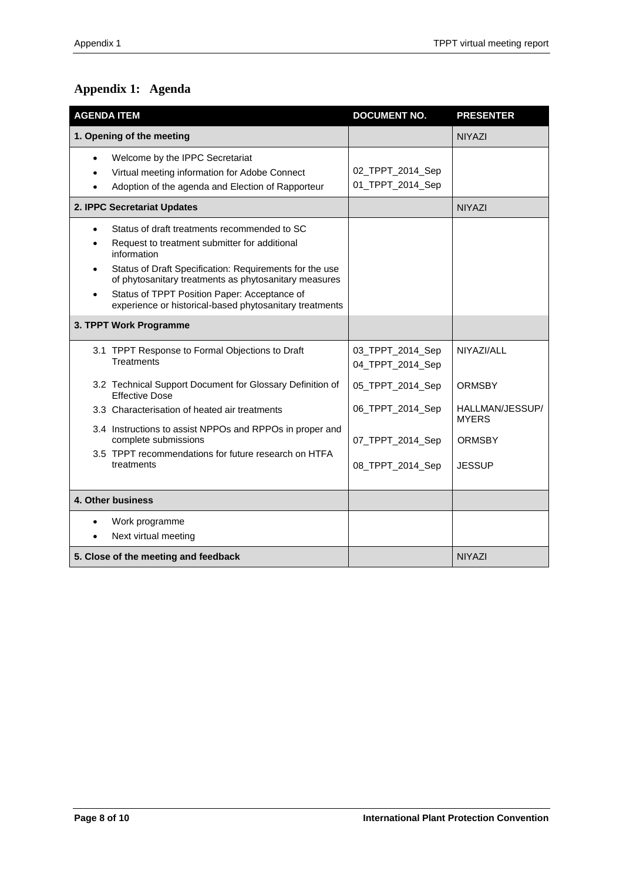# Appendix 1: Agenda

| AGENDA ITEM | DOCUMENT NO. | PRESENTER |
|---|---|---|
| **1. Opening of the meeting** | | NIYAZI |
| • Welcome by the IPPC Secretariat<br>• Virtual meeting information for Adobe Connect<br>• Adoption of the agenda and Election of Rapporteur | 02_TPPT_2014_Sep<br>01_TPPT_2014_Sep | |
| **2. IPPC Secretariat Updates** | | NIYAZI |
| • Status of draft treatments recommended to SC<br>• Request to treatment submitter for additional information<br>• Status of Draft Specification: Requirements for the use of phytosanitary treatments as phytosanitary measures<br>• Status of TPPT Position Paper: Acceptance of experience or historical-based phytosanitary treatments | | |
| **3. TPPT Work Programme** | | |
| 3.1 TPPT Response to Formal Objections to Draft Treatments | 03_TPPT_2014_Sep<br>04_TPPT_2014_Sep | NIYAZI/ALL |
| 3.2 Technical Support Document for Glossary Definition of Effective Dose | 05_TPPT_2014_Sep | ORMSBY |
| 3.3 Characterisation of heated air treatments | 06_TPPT_2014_Sep | HALLMAN/JESSUP/MYERS |
| 3.4 Instructions to assist NPPOs and RPPOs in proper and complete submissions | 07_TPPT_2014_Sep | ORMSBY |
| 3.5 TPPT recommendations for future research on HTFA treatments | 08_TPPT_2014_Sep | JESSUP |
| **4. Other business** | | |
| • Work programme<br>• Next virtual meeting | | |
| **5. Close of the meeting and feedback** | | NIYAZI |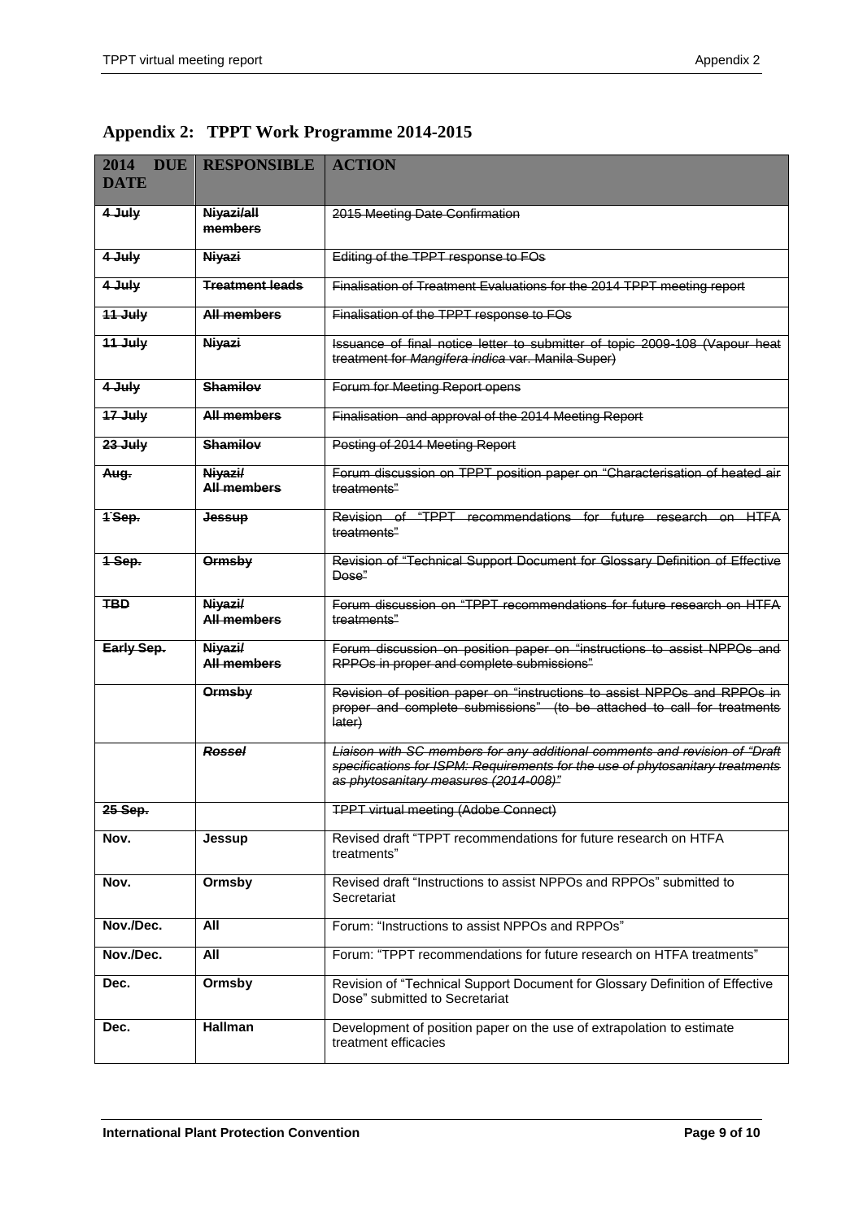## Appendix 2: TPPT Work Programme 2014-2015

| 2014 DUE DATE | RESPONSIBLE | ACTION |
|---|---|---|
| ~~4 July~~ | ~~Niyazi/all members~~ | ~~2015 Meeting Date Confirmation~~ |
| ~~4 July~~ | ~~Niyazi~~ | ~~Editing of the TPPT response to FOs~~ |
| ~~4 July~~ | ~~Treatment leads~~ | ~~Finalisation of Treatment Evaluations for the 2014 TPPT meeting report~~ |
| ~~11 July~~ | ~~All members~~ | ~~Finalisation of the TPPT response to FOs~~ |
| ~~11 July~~ | ~~Niyazi~~ | ~~Issuance of final notice letter to submitter of topic 2009-108 (Vapour heat treatment for *Mangifera indica* var. Manila Super)~~ |
| ~~4 July~~ | ~~Shamilov~~ | ~~Forum for Meeting Report opens~~ |
| ~~17 July~~ | ~~All members~~ | ~~Finalisation and approval of the 2014 Meeting Report~~ |
| ~~23 July~~ | ~~Shamilov~~ | ~~Posting of 2014 Meeting Report~~ |
| ~~Aug.~~ | ~~Niyazi/ All members~~ | ~~Forum discussion on TPPT position paper on "Characterisation of heated air treatments"~~ |
| ~~1 Sep.~~ | ~~Jessup~~ | ~~Revision of "TPPT recommendations for future research on HTFA treatments"~~ |
| ~~1 Sep.~~ | ~~Ormsby~~ | ~~Revision of "Technical Support Document for Glossary Definition of Effective Dose"~~ |
| ~~TBD~~ | ~~Niyazi/ All members~~ | ~~Forum discussion on "TPPT recommendations for future research on HTFA treatments"~~ |
| ~~Early Sep.~~ | ~~Niyazi/ All members~~ | ~~Forum discussion on position paper on "instructions to assist NPPOs and RPPOs in proper and complete submissions"~~ |
| | ~~Ormsby~~ | ~~Revision of position paper on "instructions to assist NPPOs and RPPOs in proper and complete submissions" (to be attached to call for treatments later)~~ |
| | ~~*Rossel*~~ | ~~*Liaison with SC members for any additional comments and revision of "Draft specifications for ISPM: Requirements for the use of phytosanitary treatments as phytosanitary measures (2014-008)"*~~ |
| ~~25 Sep.~~ | | ~~TPPT virtual meeting (Adobe Connect)~~ |
| **Nov.** | **Jessup** | Revised draft "TPPT recommendations for future research on HTFA treatments" |
| **Nov.** | **Ormsby** | Revised draft "Instructions to assist NPPOs and RPPOs" submitted to Secretariat |
| **Nov./Dec.** | **All** | Forum: "Instructions to assist NPPOs and RPPOs" |
| **Nov./Dec.** | **All** | Forum: "TPPT recommendations for future research on HTFA treatments" |
| **Dec.** | **Ormsby** | Revision of "Technical Support Document for Glossary Definition of Effective Dose" submitted to Secretariat |
| **Dec.** | **Hallman** | Development of position paper on the use of extrapolation to estimate treatment efficacies |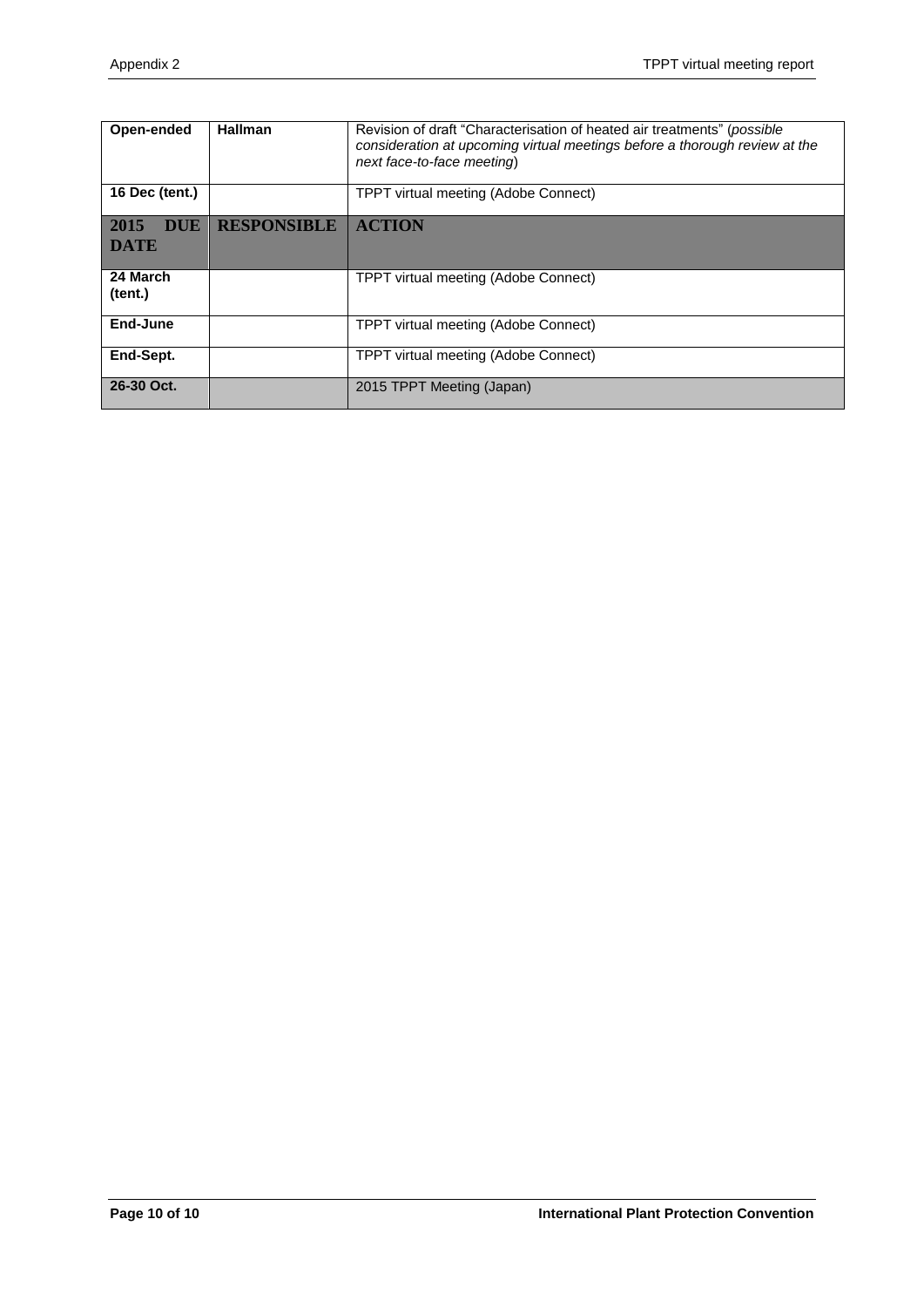| | | |
|---|---|---|
| **Open-ended** | **Hallman** | Revision of draft "Characterisation of heated air treatments" (*possible consideration at upcoming virtual meetings before a thorough review at the next face-to-face meeting*) |
| **16 Dec (tent.)** | | TPPT virtual meeting (Adobe Connect) |
| **2015 DUE DATE** | **RESPONSIBLE** | **ACTION** |
| **24 March (tent.)** | | TPPT virtual meeting (Adobe Connect) |
| **End-June** | | TPPT virtual meeting (Adobe Connect) |
| **End-Sept.** | | TPPT virtual meeting (Adobe Connect) |
| **26-30 Oct.** | | 2015 TPPT Meeting (Japan) |